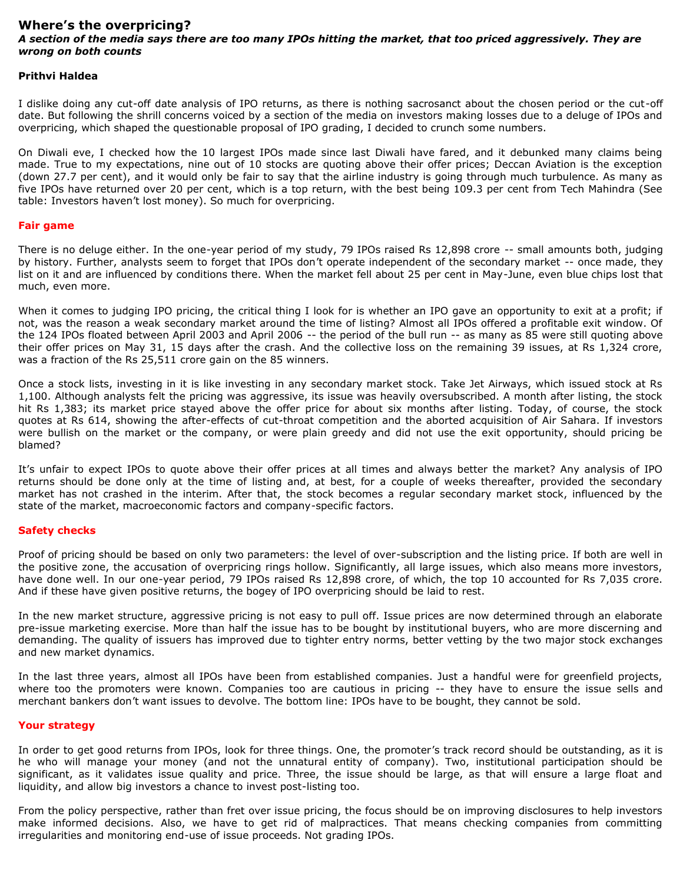# Where's the overpricing?

***A section of the media says there are too many IPOs hitting the market, that too priced aggressively. They are wrong on both counts***

**Prithvi Haldea**

I dislike doing any cut-off date analysis of IPO returns, as there is nothing sacrosanct about the chosen period or the cut-off date. But following the shrill concerns voiced by a section of the media on investors making losses due to a deluge of IPOs and overpricing, which shaped the questionable proposal of IPO grading, I decided to crunch some numbers.

On Diwali eve, I checked how the 10 largest IPOs made since last Diwali have fared, and it debunked many claims being made. True to my expectations, nine out of 10 stocks are quoting above their offer prices; Deccan Aviation is the exception (down 27.7 per cent), and it would only be fair to say that the airline industry is going through much turbulence. As many as five IPOs have returned over 20 per cent, which is a top return, with the best being 109.3 per cent from Tech Mahindra (See table: Investors haven't lost money). So much for overpricing.

## Fair game

There is no deluge either. In the one-year period of my study, 79 IPOs raised Rs 12,898 crore -- small amounts both, judging by history. Further, analysts seem to forget that IPOs don't operate independent of the secondary market -- once made, they list on it and are influenced by conditions there. When the market fell about 25 per cent in May-June, even blue chips lost that much, even more.

When it comes to judging IPO pricing, the critical thing I look for is whether an IPO gave an opportunity to exit at a profit; if not, was the reason a weak secondary market around the time of listing? Almost all IPOs offered a profitable exit window. Of the 124 IPOs floated between April 2003 and April 2006 -- the period of the bull run -- as many as 85 were still quoting above their offer prices on May 31, 15 days after the crash. And the collective loss on the remaining 39 issues, at Rs 1,324 crore, was a fraction of the Rs 25,511 crore gain on the 85 winners.

Once a stock lists, investing in it is like investing in any secondary market stock. Take Jet Airways, which issued stock at Rs 1,100. Although analysts felt the pricing was aggressive, its issue was heavily oversubscribed. A month after listing, the stock hit Rs 1,383; its market price stayed above the offer price for about six months after listing. Today, of course, the stock quotes at Rs 614, showing the after-effects of cut-throat competition and the aborted acquisition of Air Sahara. If investors were bullish on the market or the company, or were plain greedy and did not use the exit opportunity, should pricing be blamed?

It's unfair to expect IPOs to quote above their offer prices at all times and always better the market? Any analysis of IPO returns should be done only at the time of listing and, at best, for a couple of weeks thereafter, provided the secondary market has not crashed in the interim. After that, the stock becomes a regular secondary market stock, influenced by the state of the market, macroeconomic factors and company-specific factors.

## Safety checks

Proof of pricing should be based on only two parameters: the level of over-subscription and the listing price. If both are well in the positive zone, the accusation of overpricing rings hollow. Significantly, all large issues, which also means more investors, have done well. In our one-year period, 79 IPOs raised Rs 12,898 crore, of which, the top 10 accounted for Rs 7,035 crore. And if these have given positive returns, the bogey of IPO overpricing should be laid to rest.

In the new market structure, aggressive pricing is not easy to pull off. Issue prices are now determined through an elaborate pre-issue marketing exercise. More than half the issue has to be bought by institutional buyers, who are more discerning and demanding. The quality of issuers has improved due to tighter entry norms, better vetting by the two major stock exchanges and new market dynamics.

In the last three years, almost all IPOs have been from established companies. Just a handful were for greenfield projects, where too the promoters were known. Companies too are cautious in pricing -- they have to ensure the issue sells and merchant bankers don't want issues to devolve. The bottom line: IPOs have to be bought, they cannot be sold.

## Your strategy

In order to get good returns from IPOs, look for three things. One, the promoter's track record should be outstanding, as it is he who will manage your money (and not the unnatural entity of company). Two, institutional participation should be significant, as it validates issue quality and price. Three, the issue should be large, as that will ensure a large float and liquidity, and allow big investors a chance to invest post-listing too.

From the policy perspective, rather than fret over issue pricing, the focus should be on improving disclosures to help investors make informed decisions. Also, we have to get rid of malpractices. That means checking companies from committing irregularities and monitoring end-use of issue proceeds. Not grading IPOs.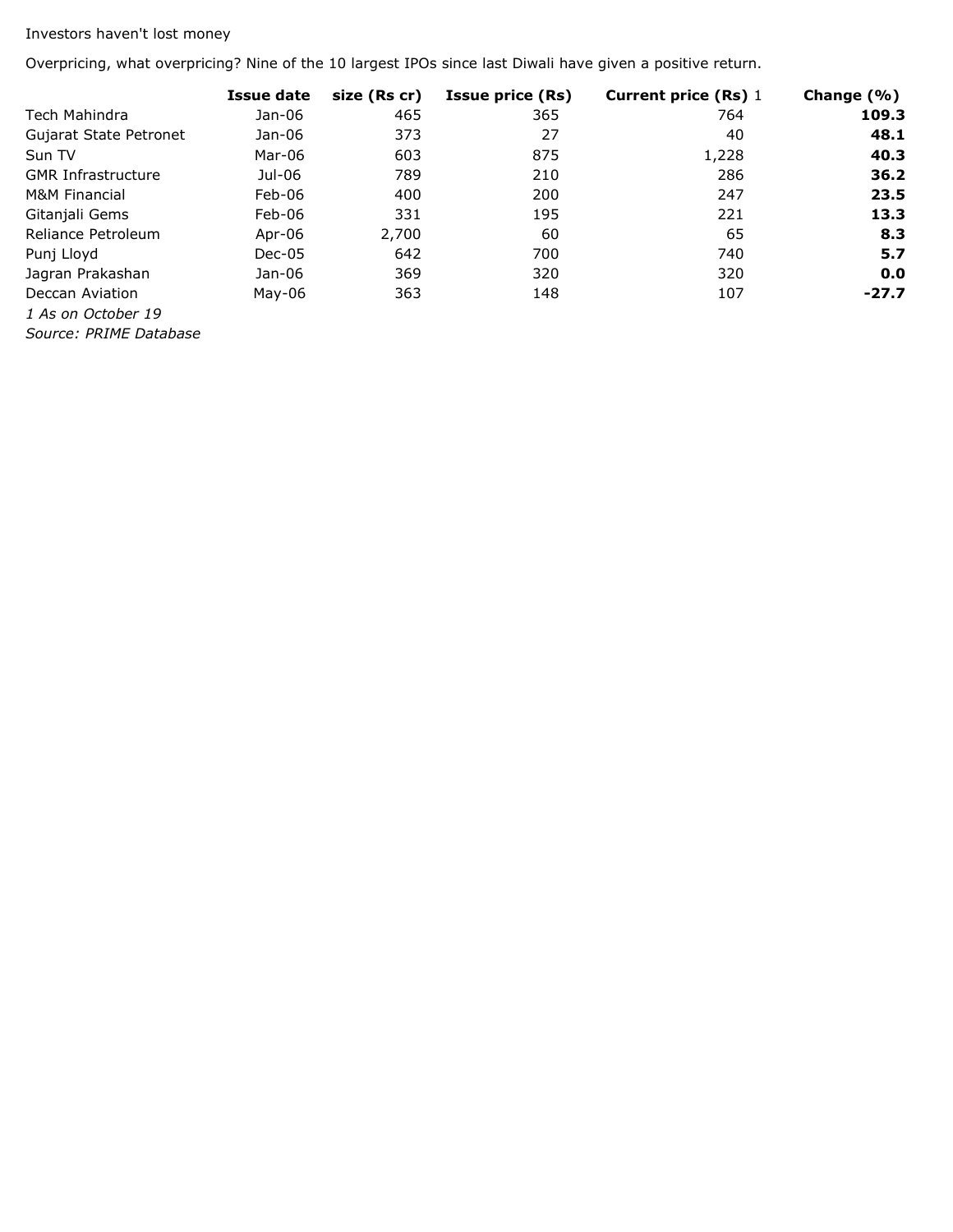Investors haven't lost money

Overpricing, what overpricing? Nine of the 10 largest IPOs since last Diwali have given a positive return.

| | Issue date | size (Rs cr) | Issue price (Rs) | Current price (Rs) 1 | Change (%) |
|---|---|---|---|---|---|
| Tech Mahindra | Jan-06 | 465 | 365 | 764 | **109.3** |
| Gujarat State Petronet | Jan-06 | 373 | 27 | 40 | **48.1** |
| Sun TV | Mar-06 | 603 | 875 | 1,228 | **40.3** |
| GMR Infrastructure | Jul-06 | 789 | 210 | 286 | **36.2** |
| M&M Financial | Feb-06 | 400 | 200 | 247 | **23.5** |
| Gitanjali Gems | Feb-06 | 331 | 195 | 221 | **13.3** |
| Reliance Petroleum | Apr-06 | 2,700 | 60 | 65 | **8.3** |
| Punj Lloyd | Dec-05 | 642 | 700 | 740 | **5.7** |
| Jagran Prakashan | Jan-06 | 369 | 320 | 320 | **0.0** |
| Deccan Aviation | May-06 | 363 | 148 | 107 | **-27.7** |

*1 As on October 19*

*Source: PRIME Database*